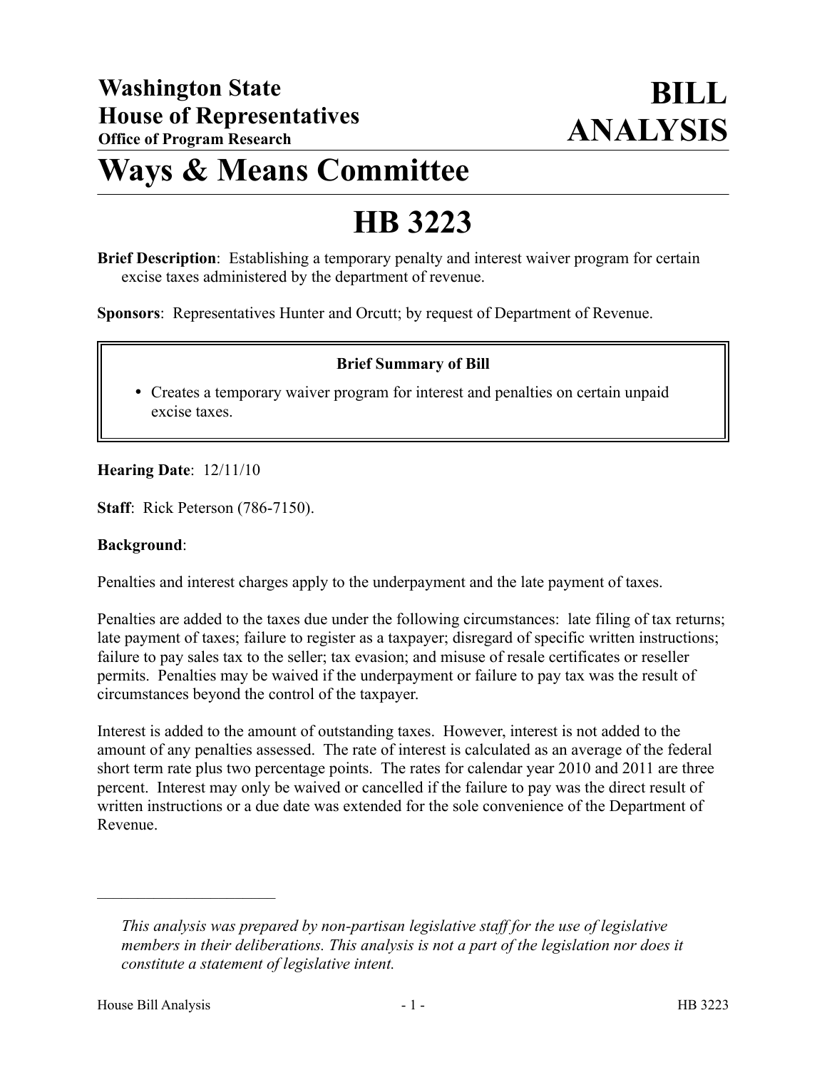**Washington State House of Representatives**
**Office of Program Research**

# BILL ANALYSIS

# Ways & Means Committee

# HB 3223

**Brief Description**: Establishing a temporary penalty and interest waiver program for certain excise taxes administered by the department of revenue.

**Sponsors**: Representatives Hunter and Orcutt; by request of Department of Revenue.

**Brief Summary of Bill**

- Creates a temporary waiver program for interest and penalties on certain unpaid excise taxes.

**Hearing Date**: 12/11/10

**Staff**: Rick Peterson (786-7150).

**Background**:

Penalties and interest charges apply to the underpayment and the late payment of taxes.

Penalties are added to the taxes due under the following circumstances: late filing of tax returns; late payment of taxes; failure to register as a taxpayer; disregard of specific written instructions; failure to pay sales tax to the seller; tax evasion; and misuse of resale certificates or reseller permits. Penalties may be waived if the underpayment or failure to pay tax was the result of circumstances beyond the control of the taxpayer.

Interest is added to the amount of outstanding taxes. However, interest is not added to the amount of any penalties assessed. The rate of interest is calculated as an average of the federal short term rate plus two percentage points. The rates for calendar year 2010 and 2011 are three percent. Interest may only be waived or cancelled if the failure to pay was the direct result of written instructions or a due date was extended for the sole convenience of the Department of Revenue.

---

*This analysis was prepared by non-partisan legislative staff for the use of legislative members in their deliberations. This analysis is not a part of the legislation nor does it constitute a statement of legislative intent.*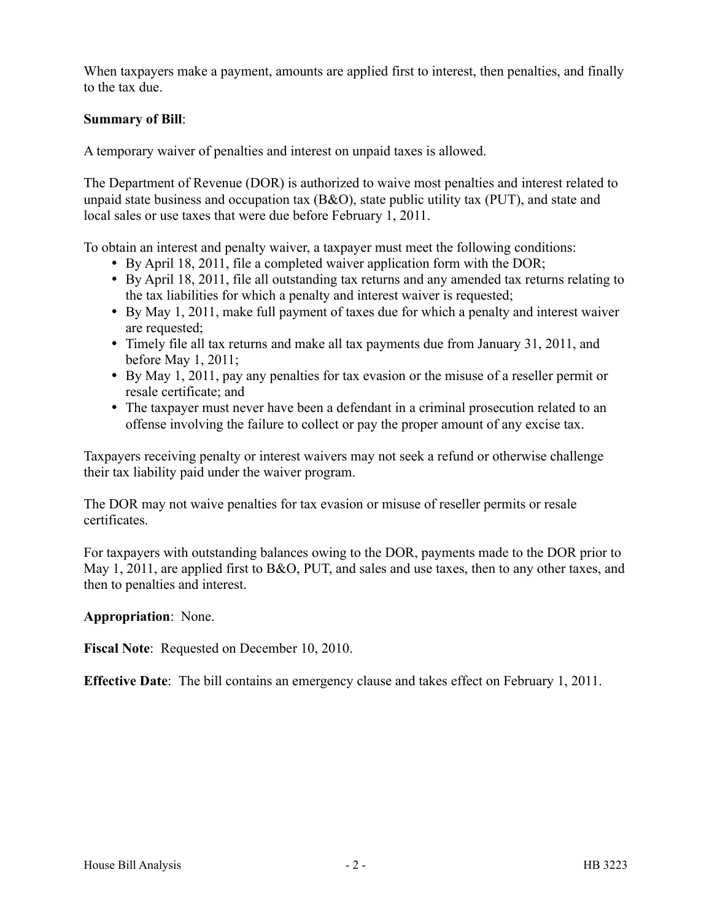When taxpayers make a payment, amounts are applied first to interest, then penalties, and finally to the tax due.

**Summary of Bill**:

A temporary waiver of penalties and interest on unpaid taxes is allowed.

The Department of Revenue (DOR) is authorized to waive most penalties and interest related to unpaid state business and occupation tax (B&O), state public utility tax (PUT), and state and local sales or use taxes that were due before February 1, 2011.

To obtain an interest and penalty waiver, a taxpayer must meet the following conditions:

- By April 18, 2011, file a completed waiver application form with the DOR;
- By April 18, 2011, file all outstanding tax returns and any amended tax returns relating to the tax liabilities for which a penalty and interest waiver is requested;
- By May 1, 2011, make full payment of taxes due for which a penalty and interest waiver are requested;
- Timely file all tax returns and make all tax payments due from January 31, 2011, and before May 1, 2011;
- By May 1, 2011, pay any penalties for tax evasion or the misuse of a reseller permit or resale certificate; and
- The taxpayer must never have been a defendant in a criminal prosecution related to an offense involving the failure to collect or pay the proper amount of any excise tax.

Taxpayers receiving penalty or interest waivers may not seek a refund or otherwise challenge their tax liability paid under the waiver program.

The DOR may not waive penalties for tax evasion or misuse of reseller permits or resale certificates.

For taxpayers with outstanding balances owing to the DOR, payments made to the DOR prior to May 1, 2011, are applied first to B&O, PUT, and sales and use taxes, then to any other taxes, and then to penalties and interest.

**Appropriation**: None.

**Fiscal Note**: Requested on December 10, 2010.

**Effective Date**: The bill contains an emergency clause and takes effect on February 1, 2011.